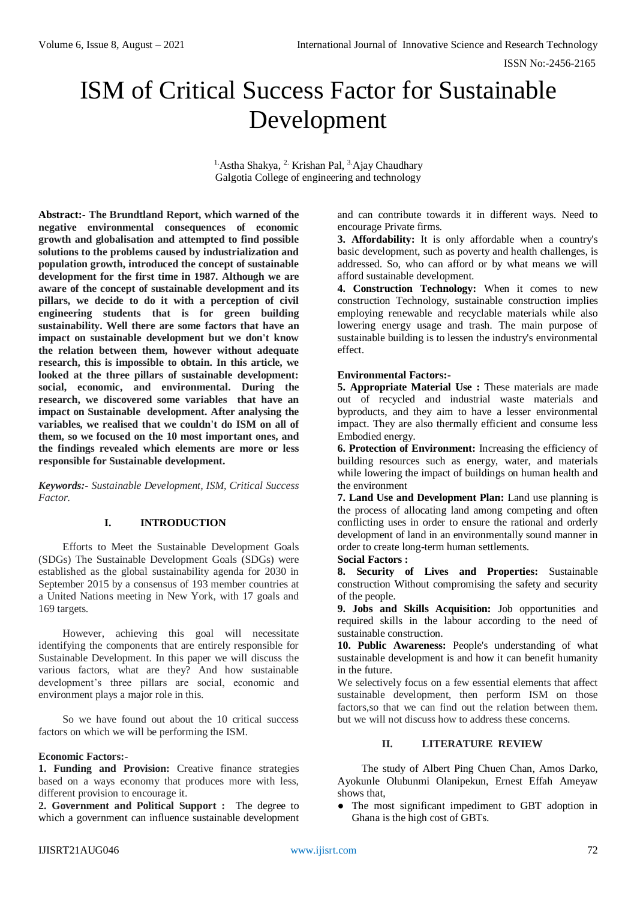# ISM of Critical Success Factor for Sustainable Development

[1.]Astha Shakya, [2.] Krishan Pal, [3.]Ajay Chaudhary
Galgotia College of engineering and technology

**Abstract:- The Brundtland Report, which warned of the negative environmental consequences of economic growth and globalisation and attempted to find possible solutions to the problems caused by industrialization and population growth, introduced the concept of sustainable development for the first time in 1987. Although we are aware of the concept of sustainable development and its pillars, we decide to do it with a perception of civil engineering students that is for green building sustainability. Well there are some factors that have an impact on sustainable development but we don't know the relation between them, however without adequate research, this is impossible to obtain. In this article, we looked at the three pillars of sustainable development: social, economic, and environmental. During the research, we discovered some variables that have an impact on Sustainable development. After analysing the variables, we realised that we couldn't do ISM on all of them, so we focused on the 10 most important ones, and the findings revealed which elements are more or less responsible for Sustainable development.**

***Keywords:-*** *Sustainable Development, ISM, Critical Success Factor.*

## I. INTRODUCTION

Efforts to Meet the Sustainable Development Goals (SDGs) The Sustainable Development Goals (SDGs) were established as the global sustainability agenda for 2030 in September 2015 by a consensus of 193 member countries at a United Nations meeting in New York, with 17 goals and 169 targets.

However, achieving this goal will necessitate identifying the components that are entirely responsible for Sustainable Development. In this paper we will discuss the various factors, what are they? And how sustainable development's three pillars are social, economic and environment plays a major role in this.

So we have found out about the 10 critical success factors on which we will be performing the ISM.

**Economic Factors:-**

**1. Funding and Provision:** Creative finance strategies based on a ways economy that produces more with less, different provision to encourage it.

**2. Government and Political Support :** The degree to which a government can influence sustainable development and can contribute towards it in different ways. Need to encourage Private firms.

**3. Affordability:** It is only affordable when a country's basic development, such as poverty and health challenges, is addressed. So, who can afford or by what means we will afford sustainable development.

**4. Construction Technology:** When it comes to new construction Technology, sustainable construction implies employing renewable and recyclable materials while also lowering energy usage and trash. The main purpose of sustainable building is to lessen the industry's environmental effect.

**Environmental Factors:-**

**5. Appropriate Material Use :** These materials are made out of recycled and industrial waste materials and byproducts, and they aim to have a lesser environmental impact. They are also thermally efficient and consume less Embodied energy.

**6. Protection of Environment:** Increasing the efficiency of building resources such as energy, water, and materials while lowering the impact of buildings on human health and the environment

**7. Land Use and Development Plan:** Land use planning is the process of allocating land among competing and often conflicting uses in order to ensure the rational and orderly development of land in an environmentally sound manner in order to create long-term human settlements.

**Social Factors :**

**8. Security of Lives and Properties:** Sustainable construction Without compromising the safety and security of the people.

**9. Jobs and Skills Acquisition:** Job opportunities and required skills in the labour according to the need of sustainable construction.

**10. Public Awareness:** People's understanding of what sustainable development is and how it can benefit humanity in the future.

We selectively focus on a few essential elements that affect sustainable development, then perform ISM on those factors,so that we can find out the relation between them. but we will not discuss how to address these concerns.

## II. LITERATURE REVIEW

The study of Albert Ping Chuen Chan, Amos Darko, Ayokunle Olubunmi Olanipekun, Ernest Effah Ameyaw shows that,

- The most significant impediment to GBT adoption in Ghana is the high cost of GBTs.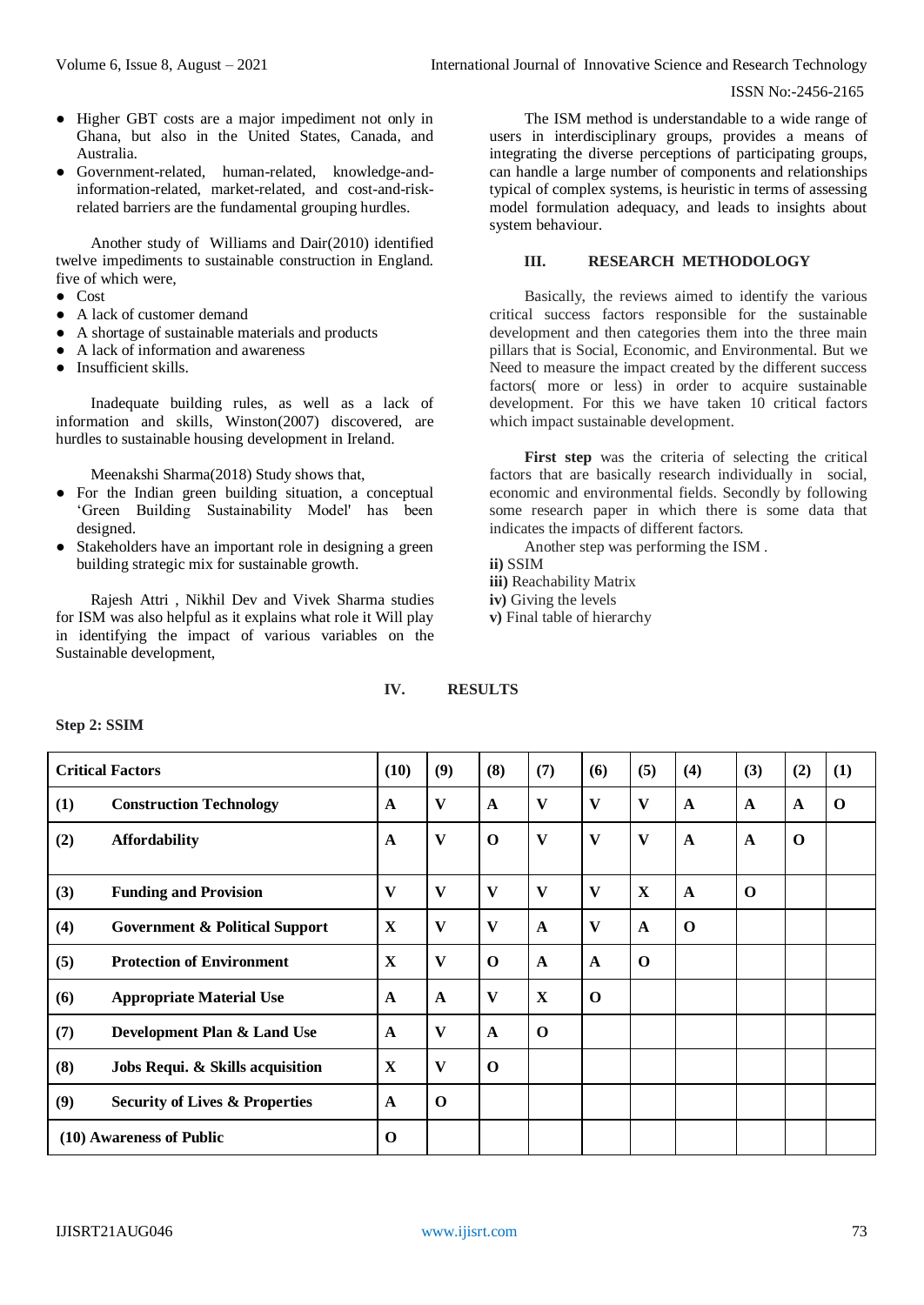- Higher GBT costs are a major impediment not only in Ghana, but also in the United States, Canada, and Australia.
- Government-related, human-related, knowledge-and-information-related, market-related, and cost-and-risk-related barriers are the fundamental grouping hurdles.

Another study of Williams and Dair(2010) identified twelve impediments to sustainable construction in England. five of which were,

- Cost
- A lack of customer demand
- A shortage of sustainable materials and products
- A lack of information and awareness
- Insufficient skills.

Inadequate building rules, as well as a lack of information and skills, Winston(2007) discovered, are hurdles to sustainable housing development in Ireland.

Meenakshi Sharma(2018) Study shows that,

- For the Indian green building situation, a conceptual 'Green Building Sustainability Model' has been designed.
- Stakeholders have an important role in designing a green building strategic mix for sustainable growth.

Rajesh Attri , Nikhil Dev and Vivek Sharma studies for ISM was also helpful as it explains what role it Will play in identifying the impact of various variables on the Sustainable development,

The ISM method is understandable to a wide range of users in interdisciplinary groups, provides a means of integrating the diverse perceptions of participating groups, can handle a large number of components and relationships typical of complex systems, is heuristic in terms of assessing model formulation adequacy, and leads to insights about system behaviour.

## III. RESEARCH METHODOLOGY

Basically, the reviews aimed to identify the various critical success factors responsible for the sustainable development and then categories them into the three main pillars that is Social, Economic, and Environmental. But we Need to measure the impact created by the different success factors( more or less) in order to acquire sustainable development. For this we have taken 10 critical factors which impact sustainable development.

**First step** was the criteria of selecting the critical factors that are basically research individually in social, economic and environmental fields. Secondly by following some research paper in which there is some data that indicates the impacts of different factors.

Another step was performing the ISM .

**ii)** SSIM
**iii)** Reachability Matrix
**iv)** Giving the levels
**v)** Final table of hierarchy

## IV. RESULTS

**Step 2: SSIM**

| Critical Factors | (10) | (9) | (8) | (7) | (6) | (5) | (4) | (3) | (2) | (1) |
|---|---|---|---|---|---|---|---|---|---|---|
| **(1) Construction Technology** | **A** | **V** | **A** | **V** | **V** | **V** | **A** | **A** | **A** | **O** |
| **(2) Affordability** | **A** | **V** | **O** | **V** | **V** | **V** | **A** | **A** | **O** | |
| **(3) Funding and Provision** | **V** | **V** | **V** | **V** | **V** | **X** | **A** | **O** | | |
| **(4) Government & Political Support** | **X** | **V** | **V** | **A** | **V** | **A** | **O** | | | |
| **(5) Protection of Environment** | **X** | **V** | **O** | **A** | **A** | **O** | | | | |
| **(6) Appropriate Material Use** | **A** | **A** | **V** | **X** | **O** | | | | | |
| **(7) Development Plan & Land Use** | **A** | **V** | **A** | **O** | | | | | | |
| **(8) Jobs Requi. & Skills acquisition** | **X** | **V** | **O** | | | | | | | |
| **(9) Security of Lives & Properties** | **A** | **O** | | | | | | | | |
| **(10) Awareness of Public** | **O** | | | | | | | | | |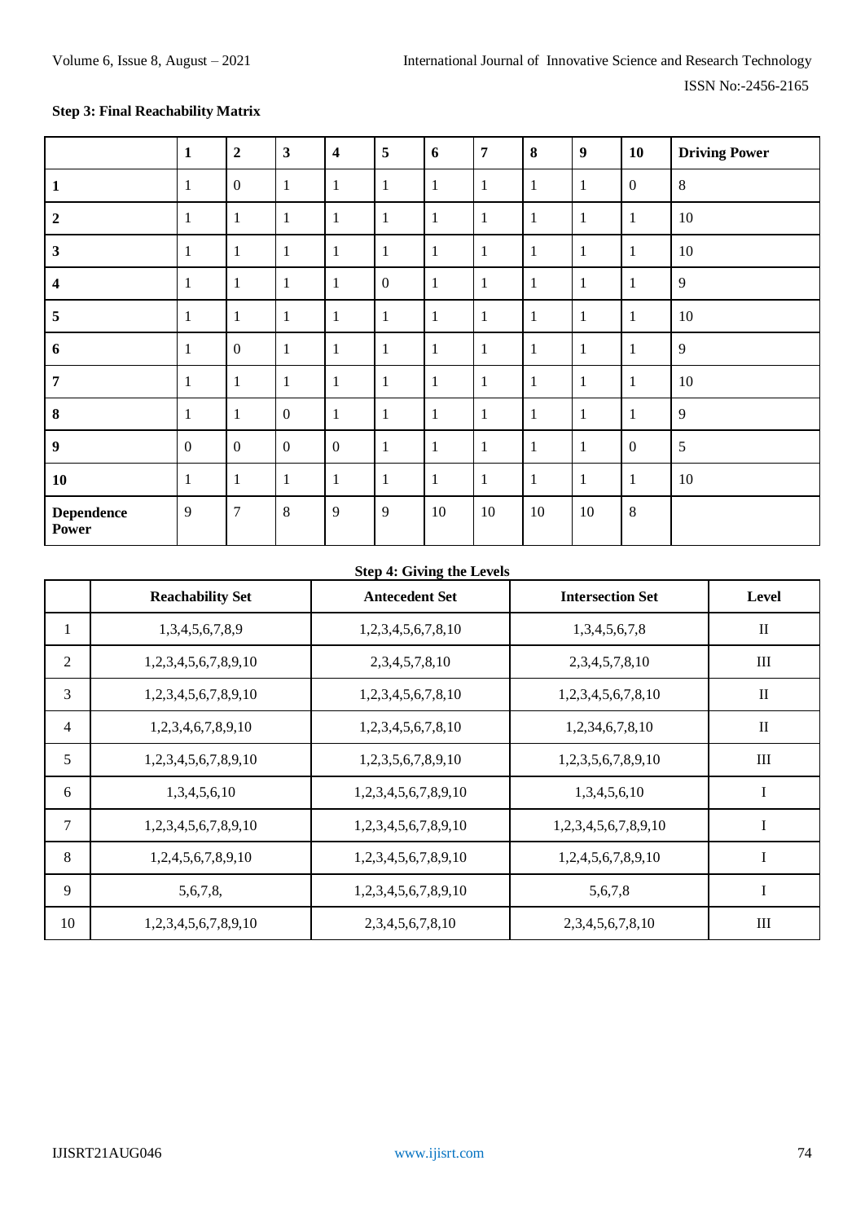**Step 3: Final Reachability Matrix**

|  | **1** | **2** | **3** | **4** | **5** | **6** | **7** | **8** | **9** | **10** | **Driving Power** |
|---|---|---|---|---|---|---|---|---|---|---|---|
| **1** | 1 | 0 | 1 | 1 | 1 | 1 | 1 | 1 | 1 | 0 | 8 |
| **2** | 1 | 1 | 1 | 1 | 1 | 1 | 1 | 1 | 1 | 1 | 10 |
| **3** | 1 | 1 | 1 | 1 | 1 | 1 | 1 | 1 | 1 | 1 | 10 |
| **4** | 1 | 1 | 1 | 1 | 0 | 1 | 1 | 1 | 1 | 1 | 9 |
| **5** | 1 | 1 | 1 | 1 | 1 | 1 | 1 | 1 | 1 | 1 | 10 |
| **6** | 1 | 0 | 1 | 1 | 1 | 1 | 1 | 1 | 1 | 1 | 9 |
| **7** | 1 | 1 | 1 | 1 | 1 | 1 | 1 | 1 | 1 | 1 | 10 |
| **8** | 1 | 1 | 0 | 1 | 1 | 1 | 1 | 1 | 1 | 1 | 9 |
| **9** | 0 | 0 | 0 | 0 | 1 | 1 | 1 | 1 | 1 | 0 | 5 |
| **10** | 1 | 1 | 1 | 1 | 1 | 1 | 1 | 1 | 1 | 1 | 10 |
| **Dependence Power** | 9 | 7 | 8 | 9 | 9 | 10 | 10 | 10 | 10 | 8 |  |

**Step 4: Giving the Levels**

|  | **Reachability Set** | **Antecedent Set** | **Intersection Set** | **Level** |
|---|---|---|---|---|
| 1 | 1,3,4,5,6,7,8,9 | 1,2,3,4,5,6,7,8,10 | 1,3,4,5,6,7,8 | II |
| 2 | 1,2,3,4,5,6,7,8,9,10 | 2,3,4,5,7,8,10 | 2,3,4,5,7,8,10 | III |
| 3 | 1,2,3,4,5,6,7,8,9,10 | 1,2,3,4,5,6,7,8,10 | 1,2,3,4,5,6,7,8,10 | II |
| 4 | 1,2,3,4,6,7,8,9,10 | 1,2,3,4,5,6,7,8,10 | 1,2,34,6,7,8,10 | II |
| 5 | 1,2,3,4,5,6,7,8,9,10 | 1,2,3,5,6,7,8,9,10 | 1,2,3,5,6,7,8,9,10 | III |
| 6 | 1,3,4,5,6,10 | 1,2,3,4,5,6,7,8,9,10 | 1,3,4,5,6,10 | I |
| 7 | 1,2,3,4,5,6,7,8,9,10 | 1,2,3,4,5,6,7,8,9,10 | 1,2,3,4,5,6,7,8,9,10 | I |
| 8 | 1,2,4,5,6,7,8,9,10 | 1,2,3,4,5,6,7,8,9,10 | 1,2,4,5,6,7,8,9,10 | I |
| 9 | 5,6,7,8, | 1,2,3,4,5,6,7,8,9,10 | 5,6,7,8 | I |
| 10 | 1,2,3,4,5,6,7,8,9,10 | 2,3,4,5,6,7,8,10 | 2,3,4,5,6,7,8,10 | III |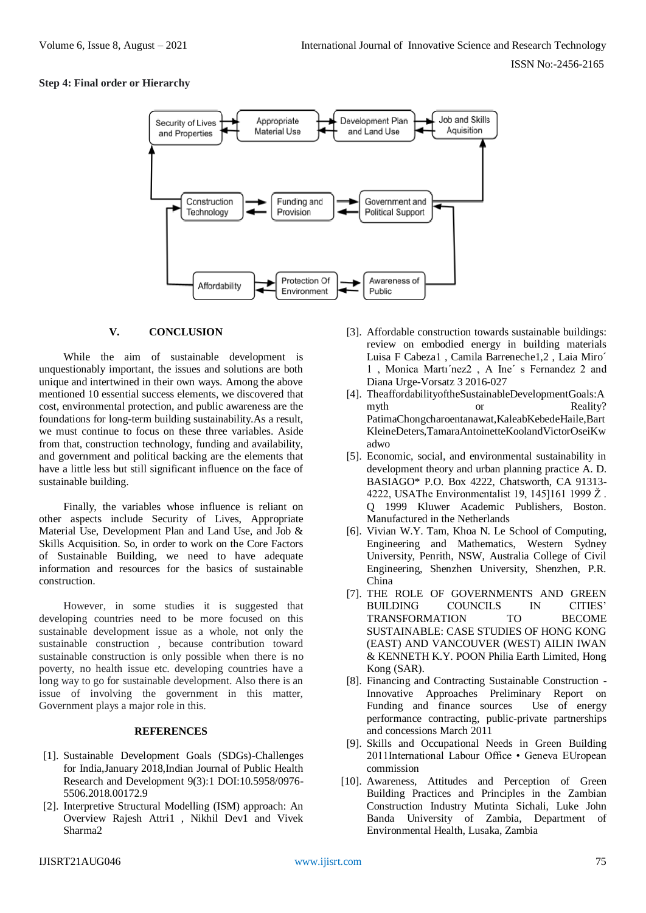**Step 4: Final order or Hierarchy**

## V. CONCLUSION

While the aim of sustainable development is unquestionably important, the issues and solutions are both unique and intertwined in their own ways. Among the above mentioned 10 essential success elements, we discovered that cost, environmental protection, and public awareness are the foundations for long-term building sustainability.As a result, we must continue to focus on these three variables. Aside from that, construction technology, funding and availability, and government and political backing are the elements that have a little less but still significant influence on the face of sustainable building.

Finally, the variables whose influence is reliant on other aspects include Security of Lives, Appropriate Material Use, Development Plan and Land Use, and Job & Skills Acquisition. So, in order to work on the Core Factors of Sustainable Building, we need to have adequate information and resources for the basics of sustainable construction.

However, in some studies it is suggested that developing countries need to be more focused on this sustainable development issue as a whole, not only the sustainable construction , because contribution toward sustainable construction is only possible when there is no poverty, no health issue etc. developing countries have a long way to go for sustainable development. Also there is an issue of involving the government in this matter, Government plays a major role in this.

## REFERENCES

[1]. Sustainable Development Goals (SDGs)-Challenges for India,January 2018,Indian Journal of Public Health Research and Development 9(3):1 DOI:10.5958/0976-5506.2018.00172.9

[2]. Interpretive Structural Modelling (ISM) approach: An Overview Rajesh Attri1 , Nikhil Dev1 and Vivek Sharma2

[3]. Affordable construction towards sustainable buildings: review on embodied energy in building materials Luisa F Cabeza1 , Camila Barreneche1,2 , Laia Miro´ 1 , Monica Martı´nez2 , A Ine´ s Fernandez 2 and Diana Urge-Vorsatz 3 2016-027

[4]. TheaffordabilityoftheSustainableDevelopmentGoals:A myth or Reality? PatimaChongcharoentanawat,KaleabKebedeHaile,Bart KleineDeters,TamaraAntoinetteKoolandVictorOseiKwadwo

[5]. Economic, social, and environmental sustainability in development theory and urban planning practice A. D. BASIAGO* P.O. Box 4222, Chatsworth, CA 91313-4222, USAThe Environmentalist 19, 145]161 1999 Ž . Q 1999 Kluwer Academic Publishers, Boston. Manufactured in the Netherlands

[6]. Vivian W.Y. Tam, Khoa N. Le School of Computing, Engineering and Mathematics, Western Sydney University, Penrith, NSW, Australia College of Civil Engineering, Shenzhen University, Shenzhen, P.R. China

[7]. THE ROLE OF GOVERNMENTS AND GREEN BUILDING COUNCILS IN CITIES' TRANSFORMATION TO BECOME SUSTAINABLE: CASE STUDIES OF HONG KONG (EAST) AND VANCOUVER (WEST) AILIN IWAN & KENNETH K.Y. POON Philia Earth Limited, Hong Kong (SAR).

[8]. Financing and Contracting Sustainable Construction - Innovative Approaches Preliminary Report on Funding and finance sources Use of energy performance contracting, public-private partnerships and concessions March 2011

[9]. Skills and Occupational Needs in Green Building 2011International Labour Office • Geneva EUropean commission

[10]. Awareness, Attitudes and Perception of Green Building Practices and Principles in the Zambian Construction Industry Mutinta Sichali, Luke John Banda University of Zambia, Department of Environmental Health, Lusaka, Zambia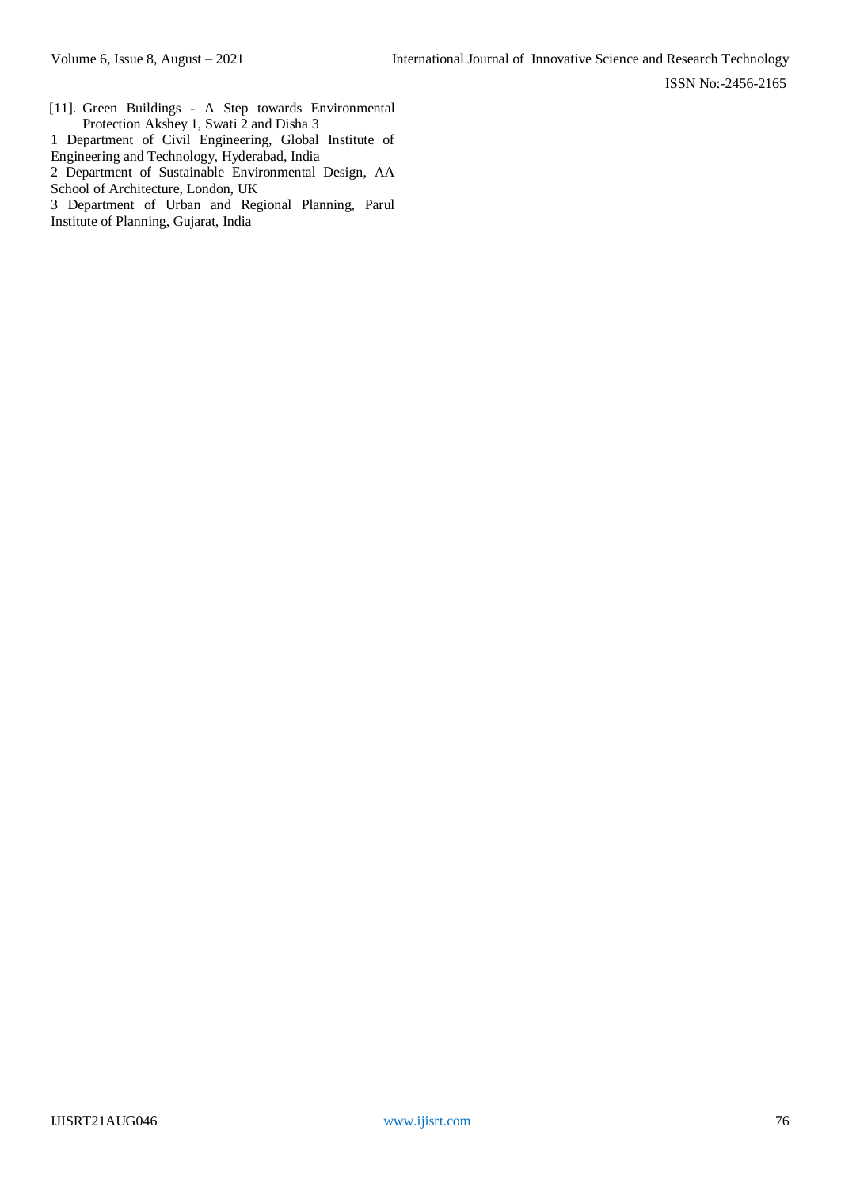[11]. Green Buildings - A Step towards Environmental Protection Akshey 1, Swati 2 and Disha 3

1 Department of Civil Engineering, Global Institute of Engineering and Technology, Hyderabad, India

2 Department of Sustainable Environmental Design, AA School of Architecture, London, UK

3 Department of Urban and Regional Planning, Parul Institute of Planning, Gujarat, India